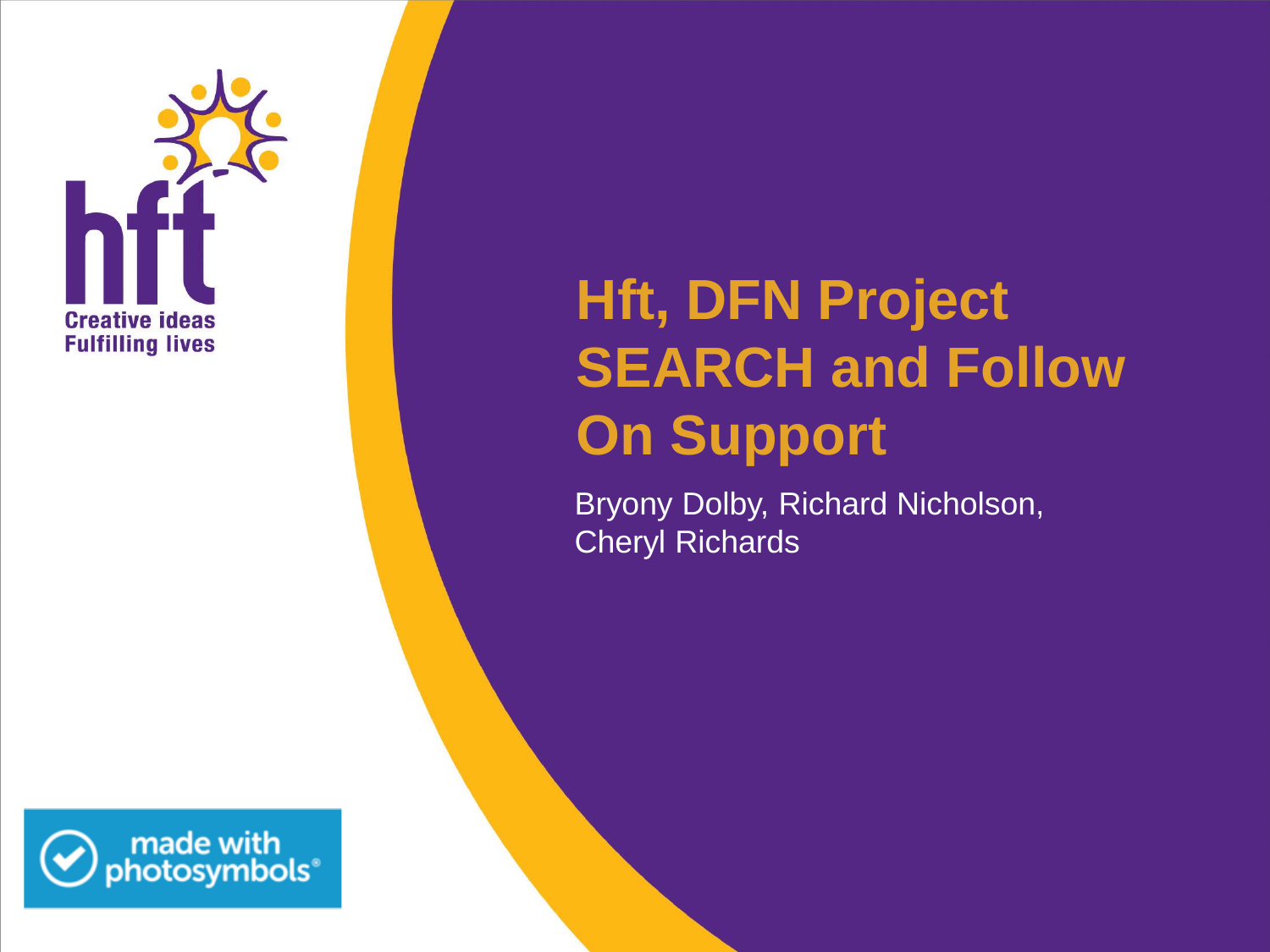hft

Creative ideas
Fulfilling lives

# Hft, DFN Project SEARCH and Follow On Support

Bryony Dolby, Richard Nicholson, Cheryl Richards

made with photosymbols®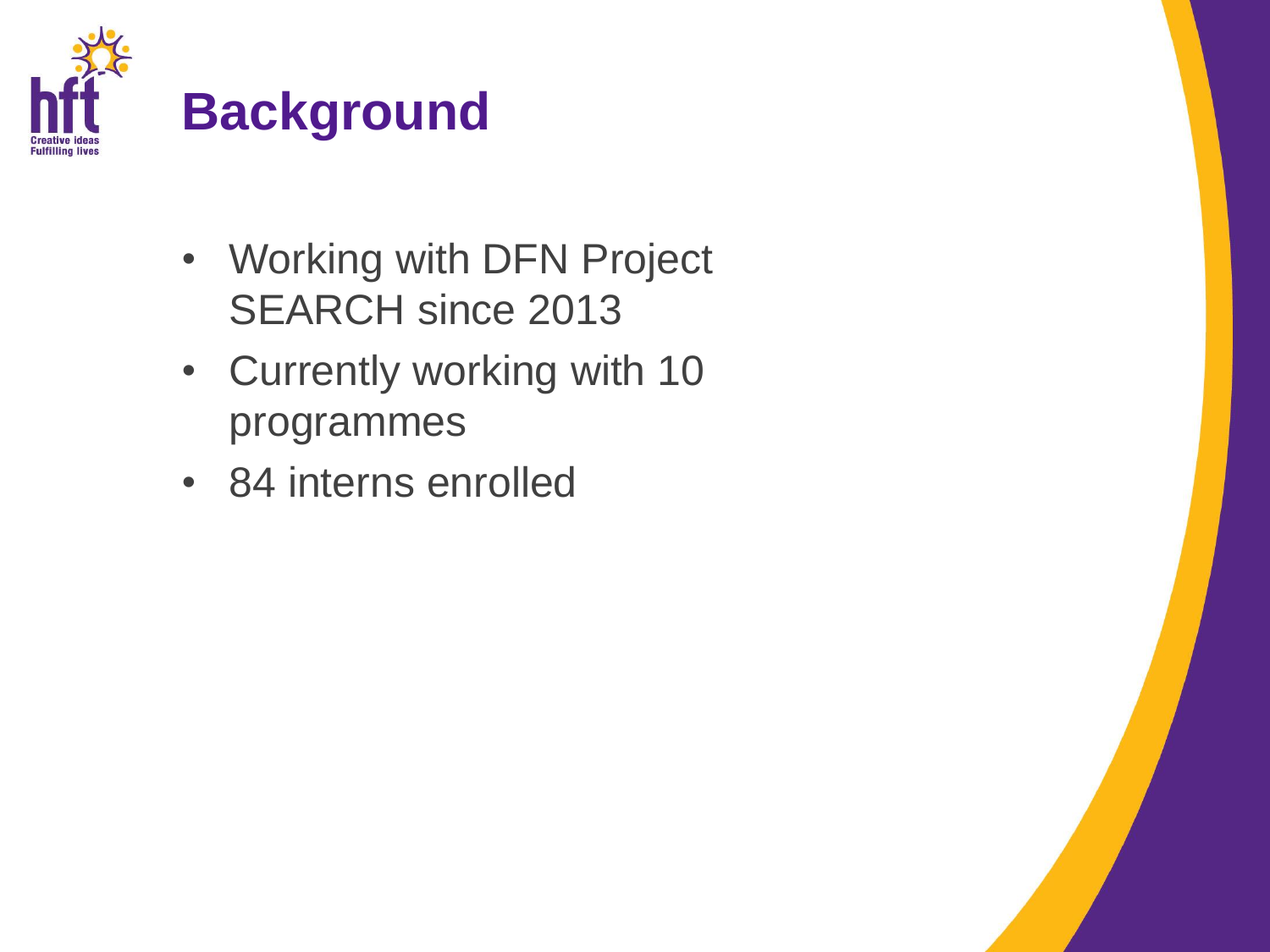# Background

- Working with DFN Project SEARCH since 2013
- Currently working with 10 programmes
- 84 interns enrolled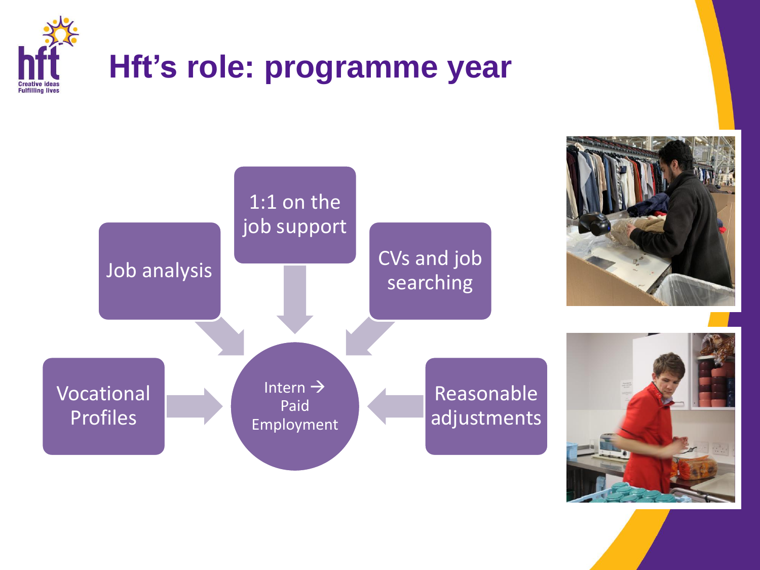# Hft's role: programme year

- Job analysis
- 1:1 on the job support
- CVs and job searching
- Vocational Profiles
- Reasonable adjustments

Intern → Paid Employment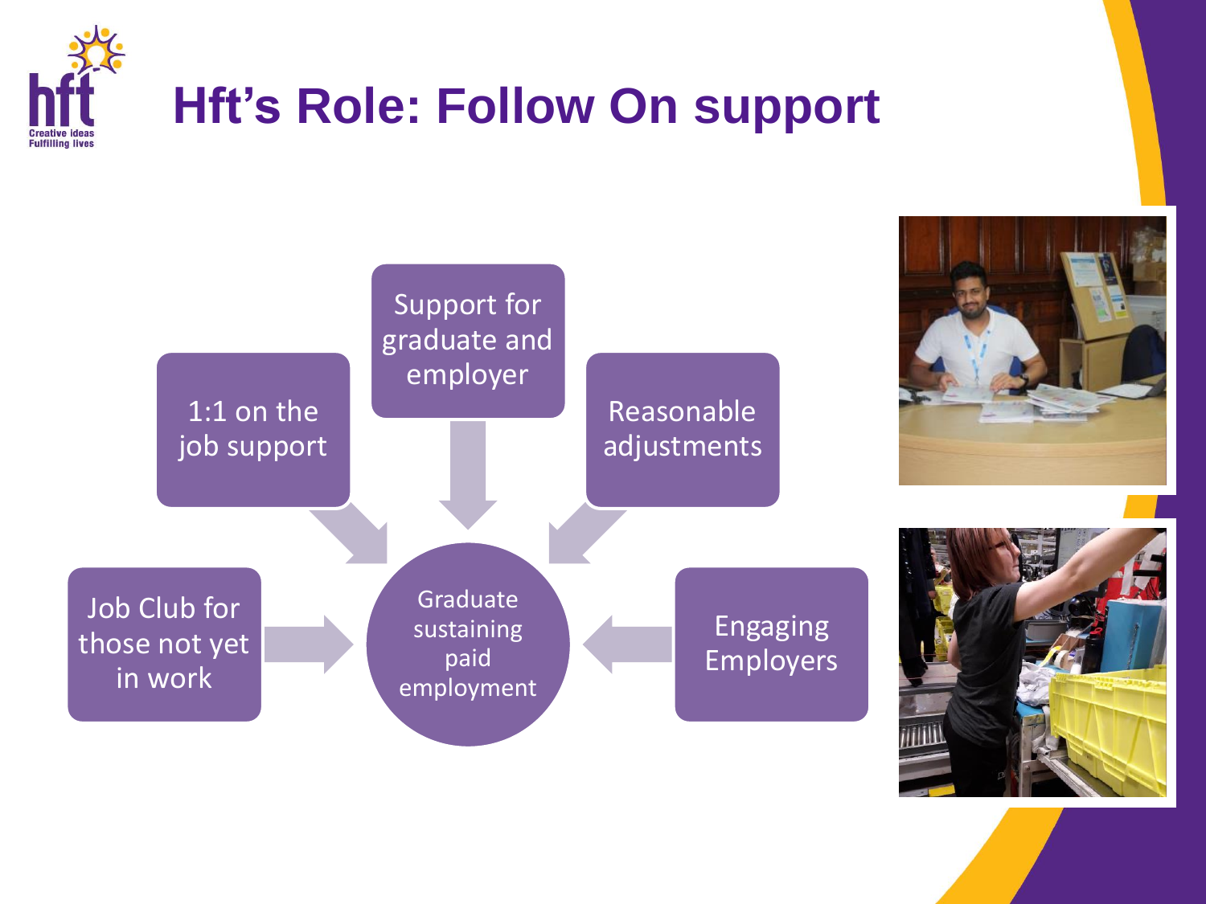# Hft's Role: Follow On support

- Support for graduate and employer
- 1:1 on the job support
- Reasonable adjustments
- Job Club for those not yet in work
- Engaging Employers

Graduate sustaining paid employment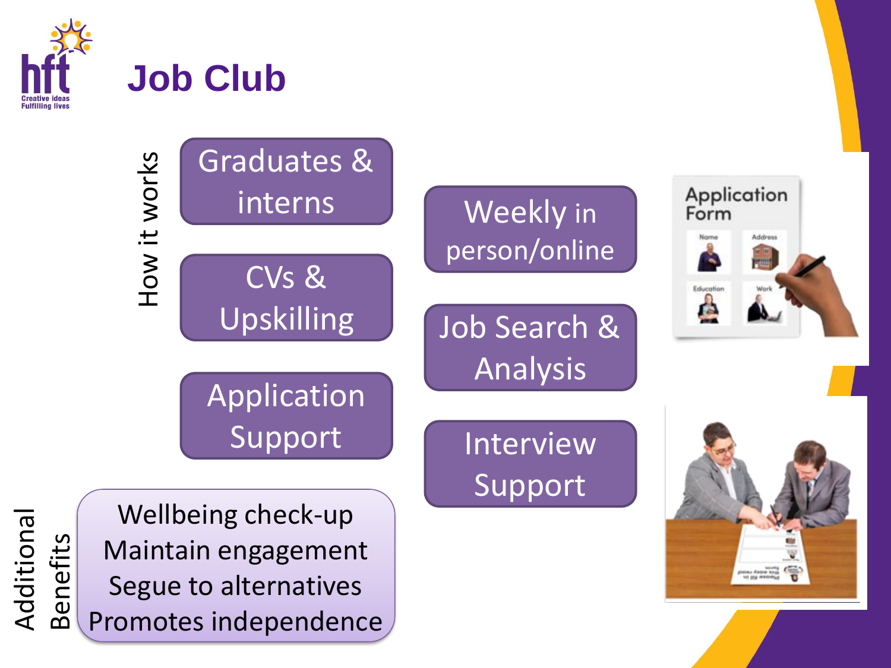# Job Club

## How it works

- Graduates & interns
- CVs & Upskilling
- Application Support
- Weekly in person/online
- Job Search & Analysis
- Interview Support

## Additional Benefits

- Wellbeing check-up
- Maintain engagement
- Segue to alternatives
- Promotes independence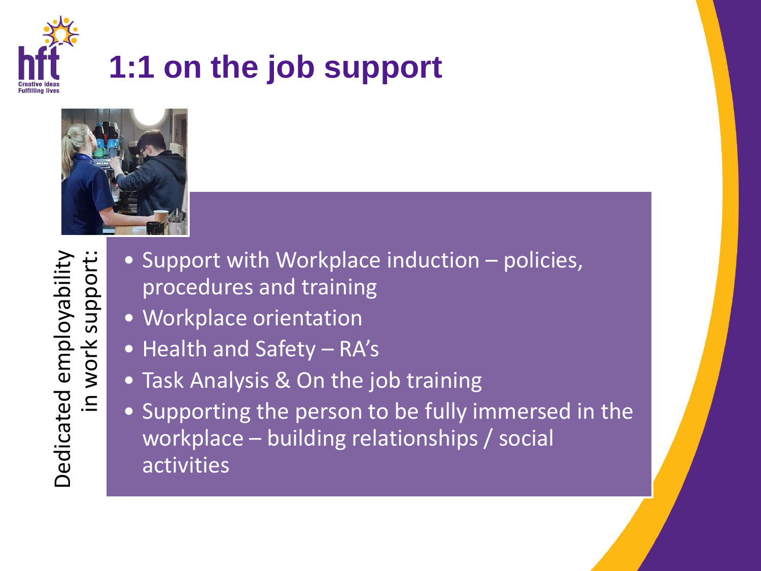# 1:1 on the job support

Dedicated employability in work support:

- Support with Workplace induction – policies, procedures and training
- Workplace orientation
- Health and Safety – RA's
- Task Analysis & On the job training
- Supporting the person to be fully immersed in the workplace – building relationships / social activities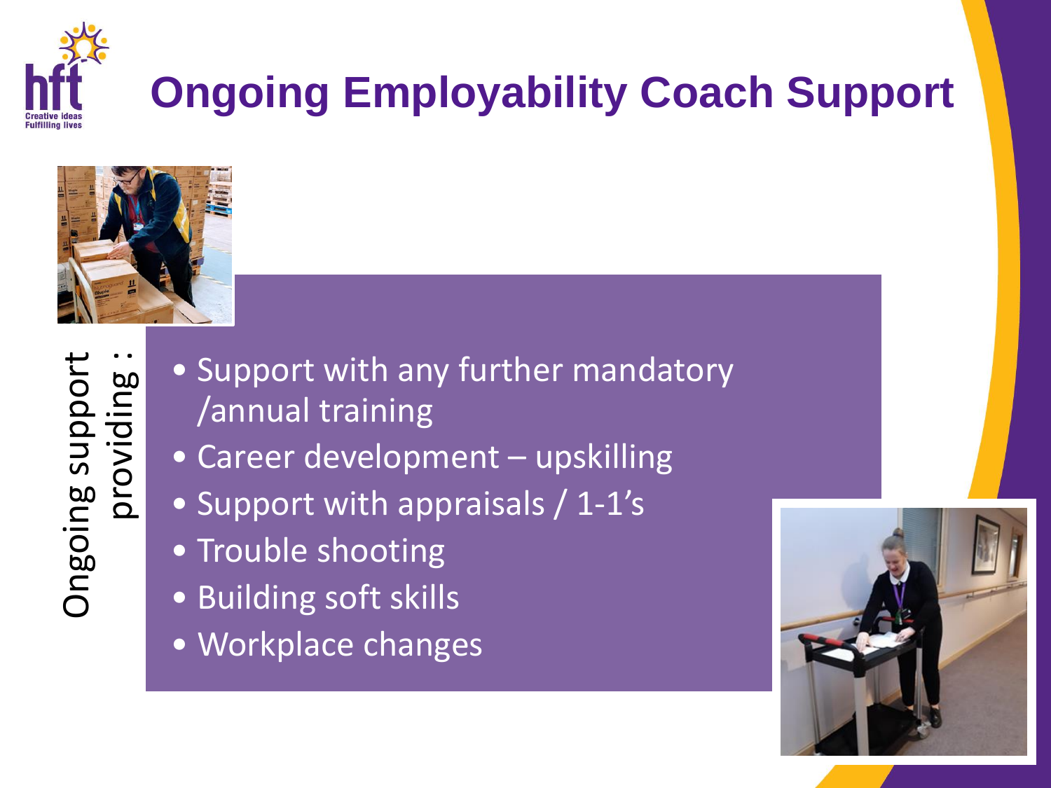# Ongoing Employability Coach Support

Ongoing support providing :

- Support with any further mandatory /annual training
- Career development – upskilling
- Support with appraisals / 1-1's
- Trouble shooting
- Building soft skills
- Workplace changes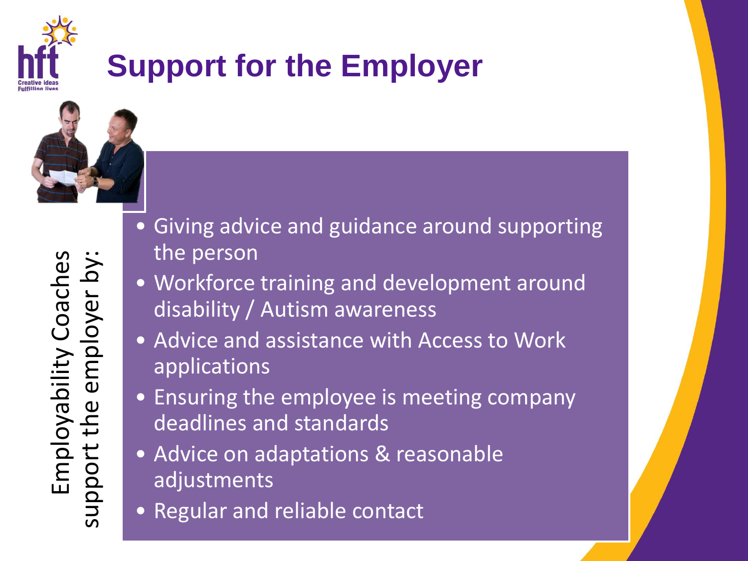# Support for the Employer

Employability Coaches support the employer by:

- Giving advice and guidance around supporting the person
- Workforce training and development around disability / Autism awareness
- Advice and assistance with Access to Work applications
- Ensuring the employee is meeting company deadlines and standards
- Advice on adaptations & reasonable adjustments
- Regular and reliable contact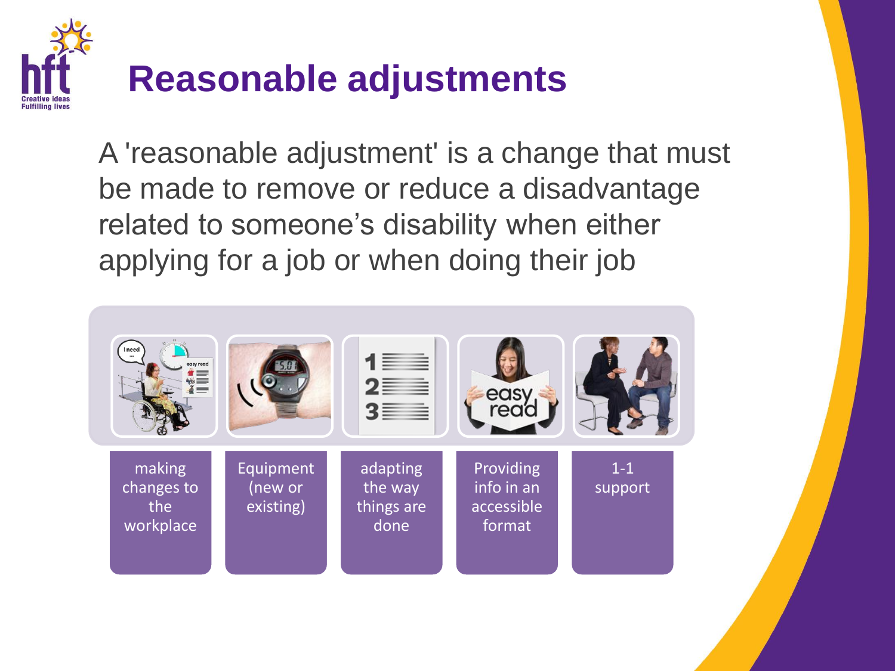# Reasonable adjustments

A 'reasonable adjustment' is a change that must be made to remove or reduce a disadvantage related to someone's disability when either applying for a job or when doing their job

- making changes to the workplace
- Equipment (new or existing)
- adapting the way things are done
- Providing info in an accessible format
- 1-1 support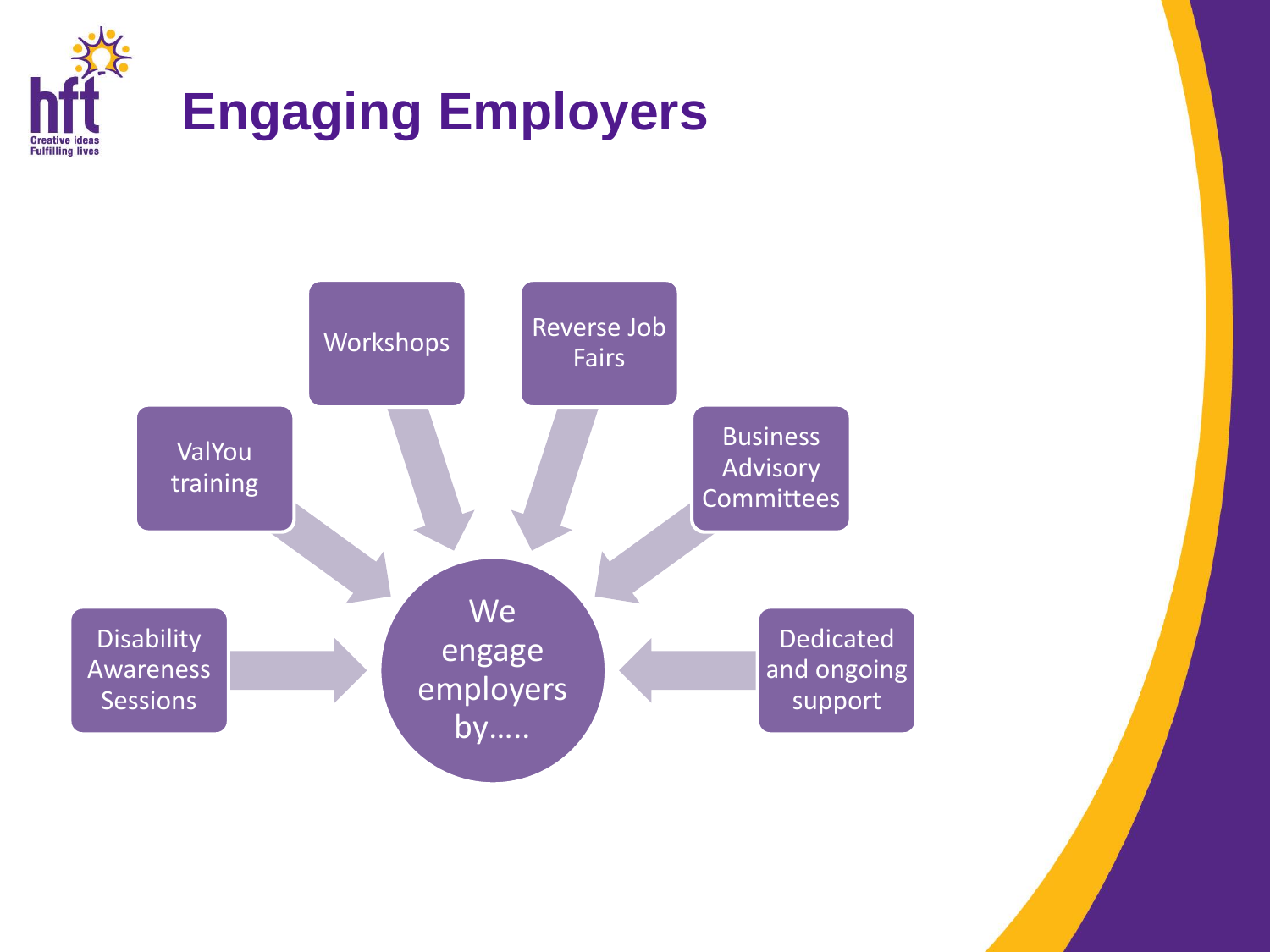# Engaging Employers

We engage employers by…..

- Disability Awareness Sessions
- ValYou training
- Workshops
- Reverse Job Fairs
- Business Advisory Committees
- Dedicated and ongoing support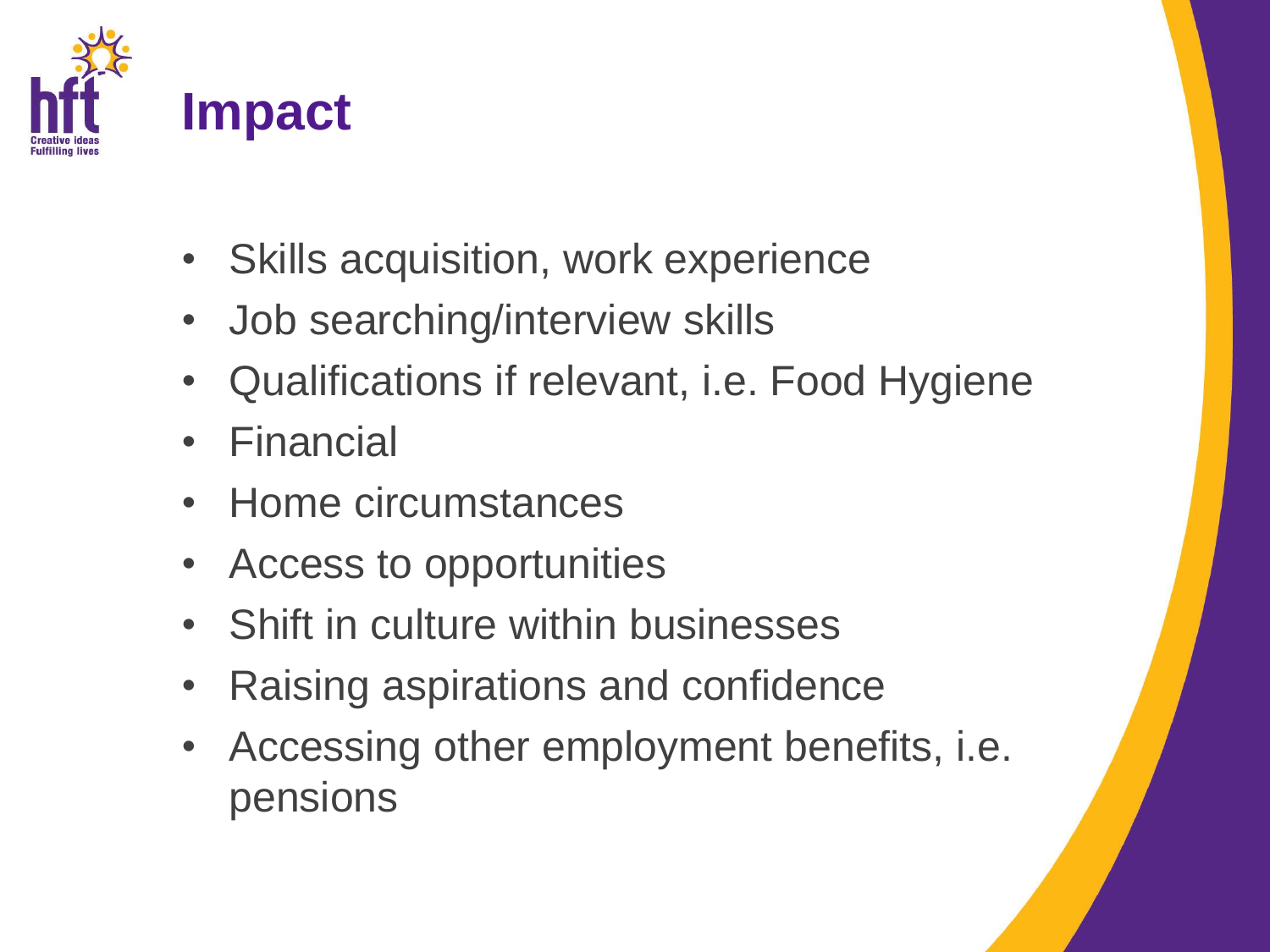# Impact

- Skills acquisition, work experience
- Job searching/interview skills
- Qualifications if relevant, i.e. Food Hygiene
- Financial
- Home circumstances
- Access to opportunities
- Shift in culture within businesses
- Raising aspirations and confidence
- Accessing other employment benefits, i.e. pensions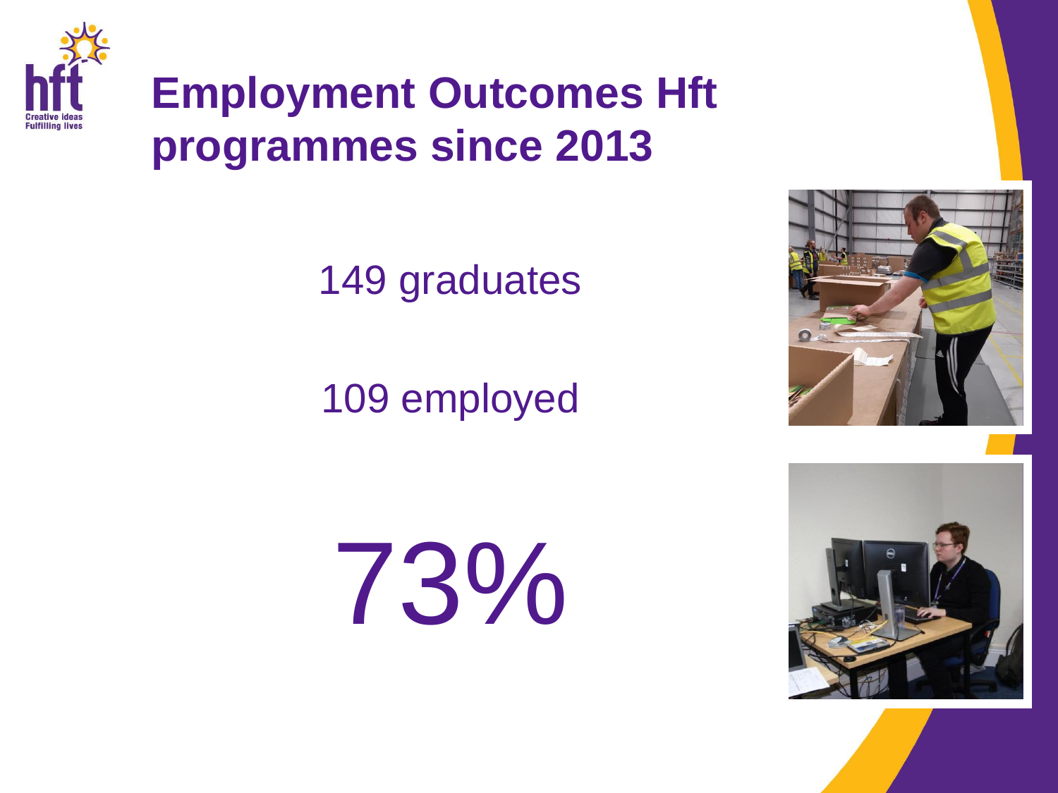# Employment Outcomes Hft programmes since 2013

149 graduates

109 employed

73%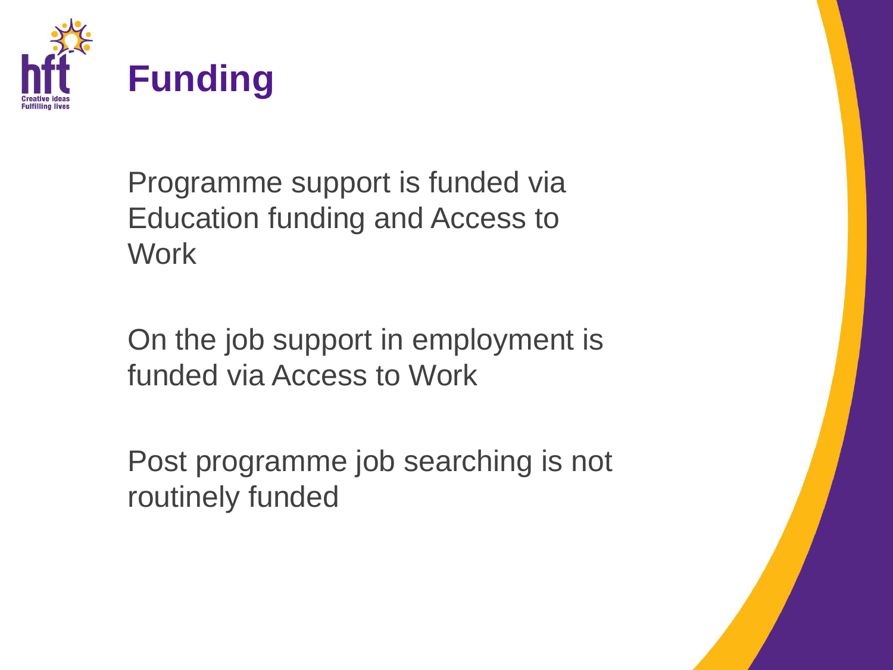# Funding

Programme support is funded via Education funding and Access to Work

On the job support in employment is funded via Access to Work

Post programme job searching is not routinely funded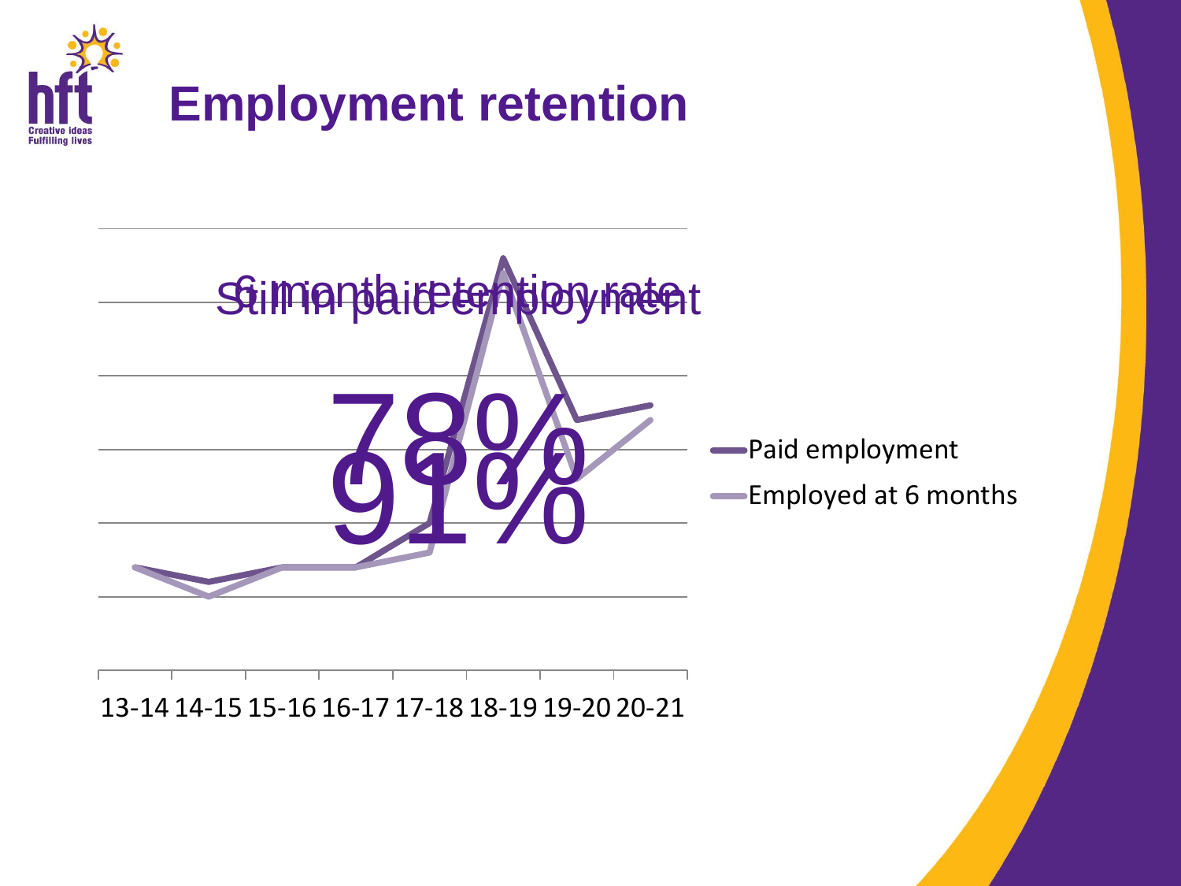# Employment retention

6 month retention rate

Still in paid employment

78%

91%

13-14 14-15 15-16 16-17 17-18 18-19 19-20 20-21

Paid employment

Employed at 6 months